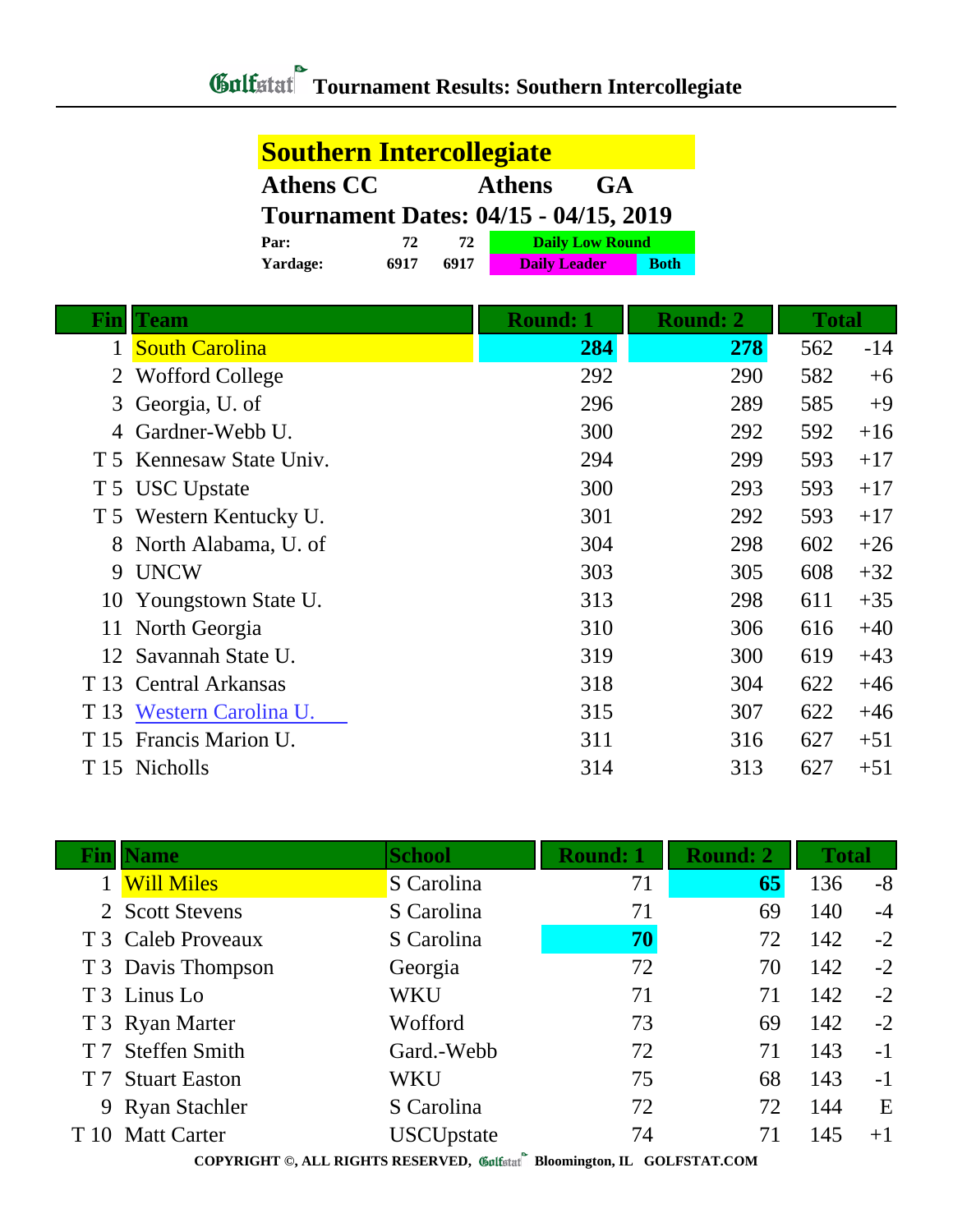# Golfstat Tournament Results: Southern Intercollegiate

## Southern Intercollegiate

**Athens CC** **Athens** **GA**

**Tournament Dates: 04/15 - 04/15, 2019**

| | | | |
|---|---|---|---|
| **Par:** | **72** | **72** | **Daily Low Round** |
| **Yardage:** | **6917** | **6917** | **Daily Leader** / **Both** |

| Fin | Team | Round: 1 | Round: 2 | Total | |
|---|---|---|---|---|---|
| 1 | South Carolina | **284** | **278** | 562 | -14 |
| 2 | Wofford College | 292 | 290 | 582 | +6 |
| 3 | Georgia, U. of | 296 | 289 | 585 | +9 |
| 4 | Gardner-Webb U. | 300 | 292 | 592 | +16 |
| T 5 | Kennesaw State Univ. | 294 | 299 | 593 | +17 |
| T 5 | USC Upstate | 300 | 293 | 593 | +17 |
| T 5 | Western Kentucky U. | 301 | 292 | 593 | +17 |
| 8 | North Alabama, U. of | 304 | 298 | 602 | +26 |
| 9 | UNCW | 303 | 305 | 608 | +32 |
| 10 | Youngstown State U. | 313 | 298 | 611 | +35 |
| 11 | North Georgia | 310 | 306 | 616 | +40 |
| 12 | Savannah State U. | 319 | 300 | 619 | +43 |
| T 13 | Central Arkansas | 318 | 304 | 622 | +46 |
| T 13 | Western Carolina U. | 315 | 307 | 622 | +46 |
| T 15 | Francis Marion U. | 311 | 316 | 627 | +51 |
| T 15 | Nicholls | 314 | 313 | 627 | +51 |

| Fin | Name | School | Round: 1 | Round: 2 | Total | |
|---|---|---|---|---|---|---|
| 1 | Will Miles | S Carolina | 71 | **65** | 136 | -8 |
| 2 | Scott Stevens | S Carolina | 71 | 69 | 140 | -4 |
| T 3 | Caleb Proveaux | S Carolina | **70** | 72 | 142 | -2 |
| T 3 | Davis Thompson | Georgia | 72 | 70 | 142 | -2 |
| T 3 | Linus Lo | WKU | 71 | 71 | 142 | -2 |
| T 3 | Ryan Marter | Wofford | 73 | 69 | 142 | -2 |
| T 7 | Steffen Smith | Gard.-Webb | 72 | 71 | 143 | -1 |
| T 7 | Stuart Easton | WKU | 75 | 68 | 143 | -1 |
| 9 | Ryan Stachler | S Carolina | 72 | 72 | 144 | E |
| T 10 | Matt Carter | USCUpstate | 74 | 71 | 145 | +1 |

COPYRIGHT ©, ALL RIGHTS RESERVED, Golfstat Bloomington, IL GOLFSTAT.COM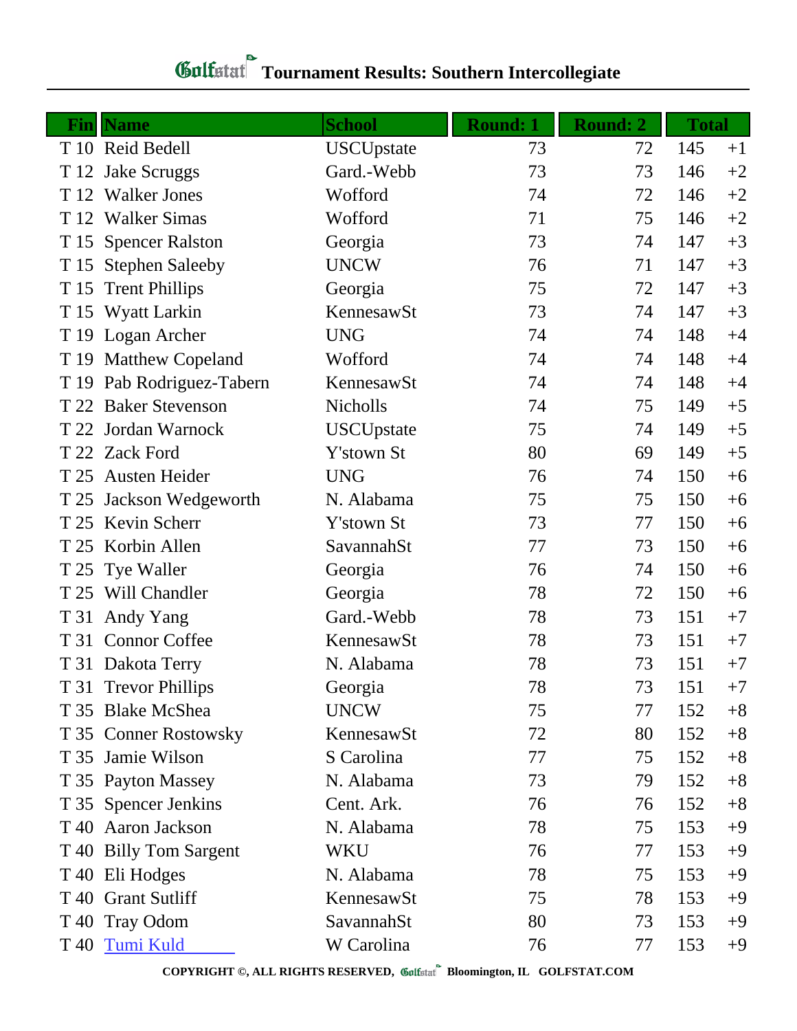# Golfstat Tournament Results: Southern Intercollegiate

| Fin | Name | School | Round: 1 | Round: 2 | Total | |
|---|---|---|---|---|---|---|
| T 10 | Reid Bedell | USCUpstate | 73 | 72 | 145 | +1 |
| T 12 | Jake Scruggs | Gard.-Webb | 73 | 73 | 146 | +2 |
| T 12 | Walker Jones | Wofford | 74 | 72 | 146 | +2 |
| T 12 | Walker Simas | Wofford | 71 | 75 | 146 | +2 |
| T 15 | Spencer Ralston | Georgia | 73 | 74 | 147 | +3 |
| T 15 | Stephen Saleeby | UNCW | 76 | 71 | 147 | +3 |
| T 15 | Trent Phillips | Georgia | 75 | 72 | 147 | +3 |
| T 15 | Wyatt Larkin | KennesawSt | 73 | 74 | 147 | +3 |
| T 19 | Logan Archer | UNG | 74 | 74 | 148 | +4 |
| T 19 | Matthew Copeland | Wofford | 74 | 74 | 148 | +4 |
| T 19 | Pab Rodriguez-Tabern | KennesawSt | 74 | 74 | 148 | +4 |
| T 22 | Baker Stevenson | Nicholls | 74 | 75 | 149 | +5 |
| T 22 | Jordan Warnock | USCUpstate | 75 | 74 | 149 | +5 |
| T 22 | Zack Ford | Y'stown St | 80 | 69 | 149 | +5 |
| T 25 | Austen Heider | UNG | 76 | 74 | 150 | +6 |
| T 25 | Jackson Wedgeworth | N. Alabama | 75 | 75 | 150 | +6 |
| T 25 | Kevin Scherr | Y'stown St | 73 | 77 | 150 | +6 |
| T 25 | Korbin Allen | SavannahSt | 77 | 73 | 150 | +6 |
| T 25 | Tye Waller | Georgia | 76 | 74 | 150 | +6 |
| T 25 | Will Chandler | Georgia | 78 | 72 | 150 | +6 |
| T 31 | Andy Yang | Gard.-Webb | 78 | 73 | 151 | +7 |
| T 31 | Connor Coffee | KennesawSt | 78 | 73 | 151 | +7 |
| T 31 | Dakota Terry | N. Alabama | 78 | 73 | 151 | +7 |
| T 31 | Trevor Phillips | Georgia | 78 | 73 | 151 | +7 |
| T 35 | Blake McShea | UNCW | 75 | 77 | 152 | +8 |
| T 35 | Conner Rostowsky | KennesawSt | 72 | 80 | 152 | +8 |
| T 35 | Jamie Wilson | S Carolina | 77 | 75 | 152 | +8 |
| T 35 | Payton Massey | N. Alabama | 73 | 79 | 152 | +8 |
| T 35 | Spencer Jenkins | Cent. Ark. | 76 | 76 | 152 | +8 |
| T 40 | Aaron Jackson | N. Alabama | 78 | 75 | 153 | +9 |
| T 40 | Billy Tom Sargent | WKU | 76 | 77 | 153 | +9 |
| T 40 | Eli Hodges | N. Alabama | 78 | 75 | 153 | +9 |
| T 40 | Grant Sutliff | KennesawSt | 75 | 78 | 153 | +9 |
| T 40 | Tray Odom | SavannahSt | 80 | 73 | 153 | +9 |
| T 40 | Tumi Kuld | W Carolina | 76 | 77 | 153 | +9 |

COPYRIGHT ©, ALL RIGHTS RESERVED, Golfstat Bloomington, IL GOLFSTAT.COM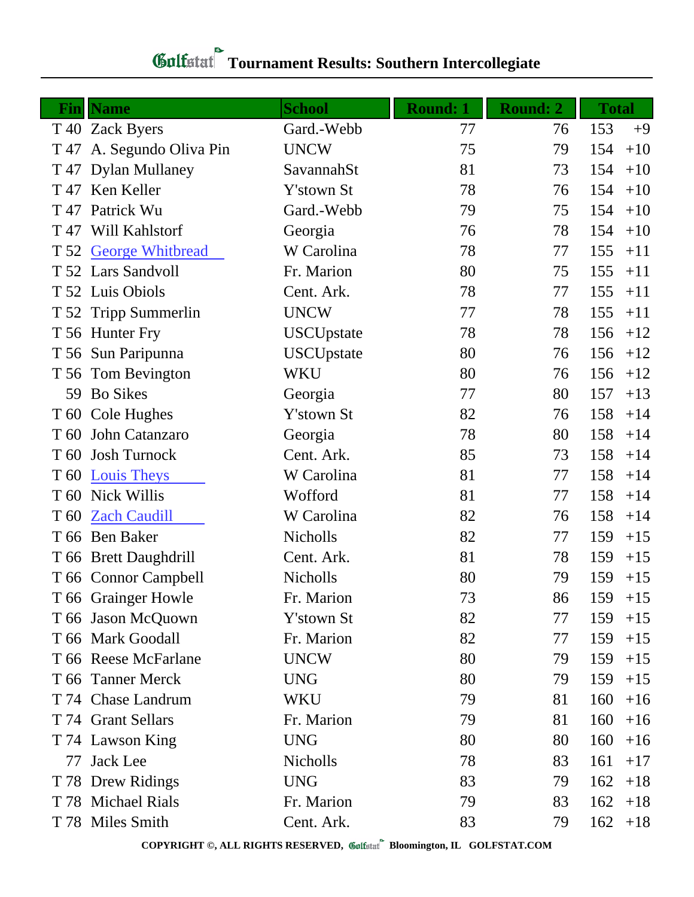# Golfstat Tournament Results: Southern Intercollegiate

| Fin | Name | School | Round: 1 | Round: 2 | Total | |
|---|---|---|---|---|---|---|
| T 40 | Zack Byers | Gard.-Webb | 77 | 76 | 153 | +9 |
| T 47 | A. Segundo Oliva Pin | UNCW | 75 | 79 | 154 | +10 |
| T 47 | Dylan Mullaney | SavannahSt | 81 | 73 | 154 | +10 |
| T 47 | Ken Keller | Y'stown St | 78 | 76 | 154 | +10 |
| T 47 | Patrick Wu | Gard.-Webb | 79 | 75 | 154 | +10 |
| T 47 | Will Kahlstorf | Georgia | 76 | 78 | 154 | +10 |
| T 52 | George Whitbread | W Carolina | 78 | 77 | 155 | +11 |
| T 52 | Lars Sandvoll | Fr. Marion | 80 | 75 | 155 | +11 |
| T 52 | Luis Obiols | Cent. Ark. | 78 | 77 | 155 | +11 |
| T 52 | Tripp Summerlin | UNCW | 77 | 78 | 155 | +11 |
| T 56 | Hunter Fry | USCUpstate | 78 | 78 | 156 | +12 |
| T 56 | Sun Paripunna | USCUpstate | 80 | 76 | 156 | +12 |
| T 56 | Tom Bevington | WKU | 80 | 76 | 156 | +12 |
| 59 | Bo Sikes | Georgia | 77 | 80 | 157 | +13 |
| T 60 | Cole Hughes | Y'stown St | 82 | 76 | 158 | +14 |
| T 60 | John Catanzaro | Georgia | 78 | 80 | 158 | +14 |
| T 60 | Josh Turnock | Cent. Ark. | 85 | 73 | 158 | +14 |
| T 60 | Louis Theys | W Carolina | 81 | 77 | 158 | +14 |
| T 60 | Nick Willis | Wofford | 81 | 77 | 158 | +14 |
| T 60 | Zach Caudill | W Carolina | 82 | 76 | 158 | +14 |
| T 66 | Ben Baker | Nicholls | 82 | 77 | 159 | +15 |
| T 66 | Brett Daughdrill | Cent. Ark. | 81 | 78 | 159 | +15 |
| T 66 | Connor Campbell | Nicholls | 80 | 79 | 159 | +15 |
| T 66 | Grainger Howle | Fr. Marion | 73 | 86 | 159 | +15 |
| T 66 | Jason McQuown | Y'stown St | 82 | 77 | 159 | +15 |
| T 66 | Mark Goodall | Fr. Marion | 82 | 77 | 159 | +15 |
| T 66 | Reese McFarlane | UNCW | 80 | 79 | 159 | +15 |
| T 66 | Tanner Merck | UNG | 80 | 79 | 159 | +15 |
| T 74 | Chase Landrum | WKU | 79 | 81 | 160 | +16 |
| T 74 | Grant Sellars | Fr. Marion | 79 | 81 | 160 | +16 |
| T 74 | Lawson King | UNG | 80 | 80 | 160 | +16 |
| 77 | Jack Lee | Nicholls | 78 | 83 | 161 | +17 |
| T 78 | Drew Ridings | UNG | 83 | 79 | 162 | +18 |
| T 78 | Michael Rials | Fr. Marion | 79 | 83 | 162 | +18 |
| T 78 | Miles Smith | Cent. Ark. | 83 | 79 | 162 | +18 |

**COPYRIGHT ©, ALL RIGHTS RESERVED, Golfstat Bloomington, IL GOLFSTAT.COM**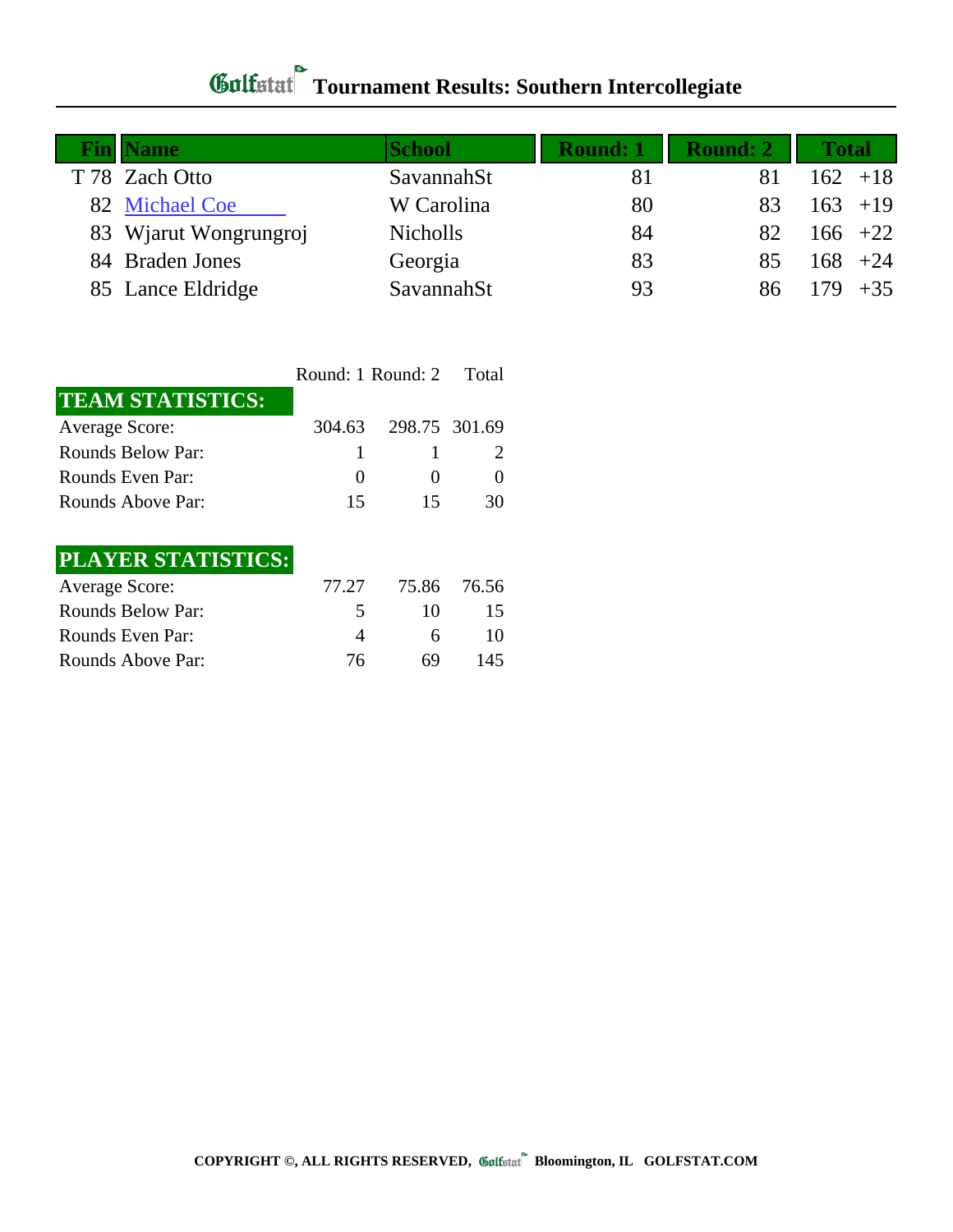# Golfstat Tournament Results: Southern Intercollegiate

| Fin | Name | School | Round: 1 | Round: 2 | Total | |
|---|---|---|---|---|---|---|
| T 78 | Zach Otto | SavannahSt | 81 | 81 | 162 | +18 |
| 82 | Michael Coe | W Carolina | 80 | 83 | 163 | +19 |
| 83 | Wjarut Wongrungroj | Nicholls | 84 | 82 | 166 | +22 |
| 84 | Braden Jones | Georgia | 83 | 85 | 168 | +24 |
| 85 | Lance Eldridge | SavannahSt | 93 | 86 | 179 | +35 |

| TEAM STATISTICS: | Round: 1 | Round: 2 | Total |
|---|---|---|---|
| Average Score: | 304.63 | 298.75 | 301.69 |
| Rounds Below Par: | 1 | 1 | 2 |
| Rounds Even Par: | 0 | 0 | 0 |
| Rounds Above Par: | 15 | 15 | 30 |

| PLAYER STATISTICS: | Round: 1 | Round: 2 | Total |
|---|---|---|---|
| Average Score: | 77.27 | 75.86 | 76.56 |
| Rounds Below Par: | 5 | 10 | 15 |
| Rounds Even Par: | 4 | 6 | 10 |
| Rounds Above Par: | 76 | 69 | 145 |

COPYRIGHT ©, ALL RIGHTS RESERVED, Golfstat Bloomington, IL GOLFSTAT.COM